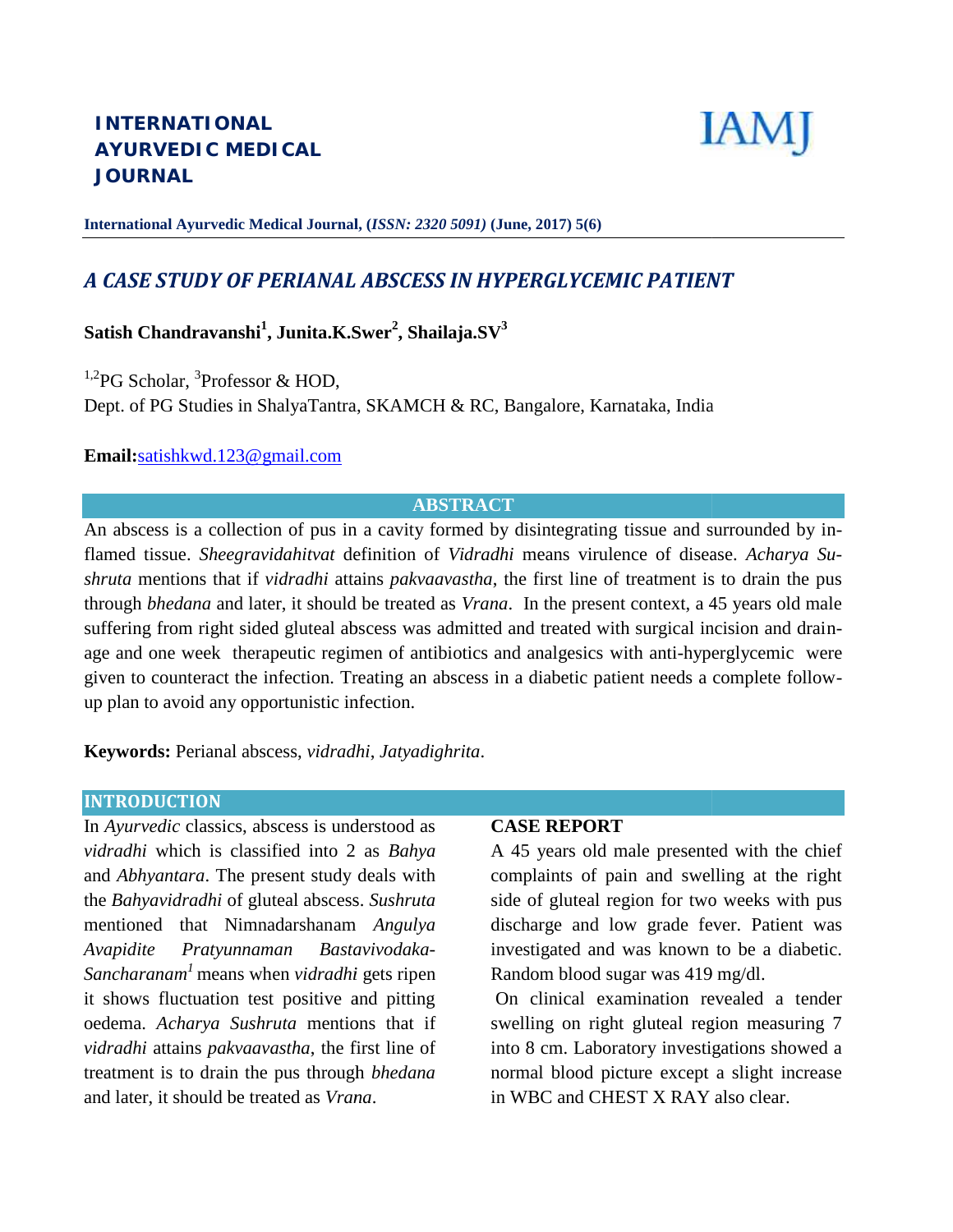# INTERNATIONAL AYURVEDIC MEDICAL JOURNAL

IAMJ

**International Ayurvedic Medical Journal, (*ISSN: 2320 5091*) (June, 2017) 5(6)**

## *A CASE STUDY OF PERIANAL ABSCESS IN HYPERGLYCEMIC PATIENT*

**Satish Chandravanshi[1], Junita.K.Swer[2], Shailaja.SV[3]**

[1,2]PG Scholar, [3]Professor & HOD,
Dept. of PG Studies in ShalyaTantra, SKAMCH & RC, Bangalore, Karnataka, India

**Email:**satishkwd.123@gmail.com

## ABSTRACT

An abscess is a collection of pus in a cavity formed by disintegrating tissue and surrounded by inflamed tissue. *Sheegravidahitvat* definition of *Vidradhi* means virulence of disease. *Acharya Sushruta* mentions that if *vidradhi* attains *pakvaavastha*, the first line of treatment is to drain the pus through *bhedana* and later, it should be treated as *Vrana*. In the present context, a 45 years old male suffering from right sided gluteal abscess was admitted and treated with surgical incision and drainage and one week therapeutic regimen of antibiotics and analgesics with anti-hyperglycemic were given to counteract the infection. Treating an abscess in a diabetic patient needs a complete follow-up plan to avoid any opportunistic infection.

**Keywords:** Perianal abscess, *vidradhi*, *Jatyadighrita*.

## INTRODUCTION

In *Ayurvedic* classics, abscess is understood as *vidradhi* which is classified into 2 as *Bahya* and *Abhyantara*. The present study deals with the *Bahyavidradhi* of gluteal abscess. *Sushruta* mentioned that Nimnadarshanam *Angulya Avapidite Pratyunnaman Bastavivodaka-Sancharanam*[1] means when *vidradhi* gets ripen it shows fluctuation test positive and pitting oedema. *Acharya Sushruta* mentions that if *vidradhi* attains *pakvaavastha*, the first line of treatment is to drain the pus through *bhedana* and later, it should be treated as *Vrana*.

## CASE REPORT

A 45 years old male presented with the chief complaints of pain and swelling at the right side of gluteal region for two weeks with pus discharge and low grade fever. Patient was investigated and was known to be a diabetic. Random blood sugar was 419 mg/dl.

On clinical examination revealed a tender swelling on right gluteal region measuring 7 into 8 cm. Laboratory investigations showed a normal blood picture except a slight increase in WBC and CHEST X RAY also clear.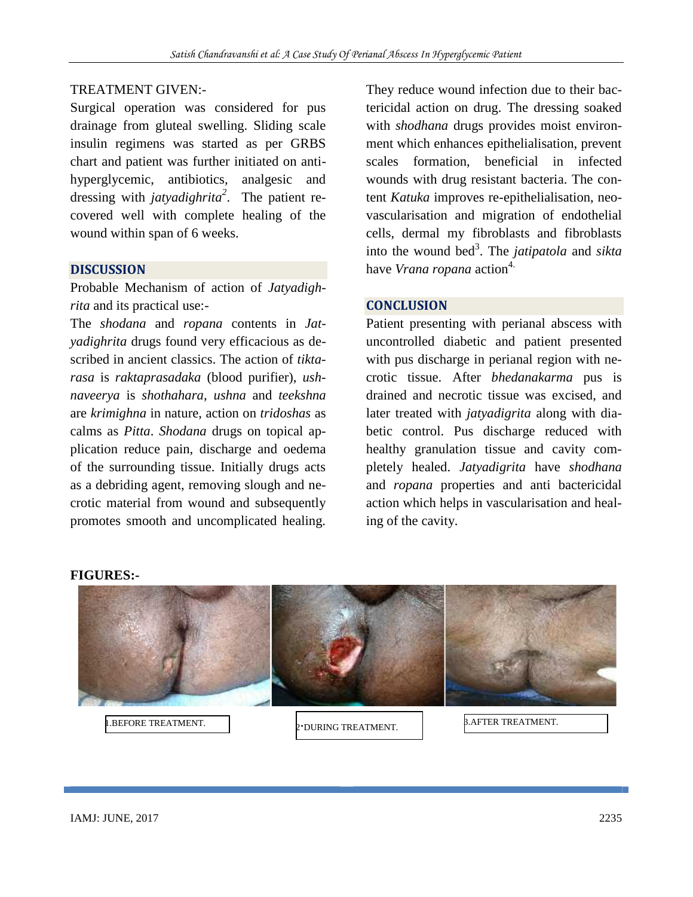TREATMENT GIVEN:-

Surgical operation was considered for pus drainage from gluteal swelling. Sliding scale insulin regimens was started as per GRBS chart and patient was further initiated on anti-hyperglycemic, antibiotics, analgesic and dressing with *jatyadighrita*[2]. The patient recovered well with complete healing of the wound within span of 6 weeks.

## DISCUSSION

Probable Mechanism of action of *Jatyadighrita* and its practical use:-

The *shodana* and *ropana* contents in *Jatyadighrita* drugs found very efficacious as described in ancient classics. The action of *tiktarasa* is *raktaprasadaka* (blood purifier), *ushnaveerya* is *shothahara*, *ushna* and *teekshna* are *krimighna* in nature, action on *tridoshas* as calms as *Pitta*. *Shodana* drugs on topical application reduce pain, discharge and oedema of the surrounding tissue. Initially drugs acts as a debriding agent, removing slough and necrotic material from wound and subsequently promotes smooth and uncomplicated healing. They reduce wound infection due to their bactericidal action on drug. The dressing soaked with *shodhana* drugs provides moist environment which enhances epithelialisation, prevent scales formation, beneficial in infected wounds with drug resistant bacteria. The content *Katuka* improves re-epithelialisation, neovascularisation and migration of endothelial cells, dermal my fibroblasts and fibroblasts into the wound bed[3]. The *jatipatola* and *sikta* have *Vrana ropana* action[4].

## CONCLUSION

Patient presenting with perianal abscess with uncontrolled diabetic and patient presented with pus discharge in perianal region with necrotic tissue. After *bhedanakarma* pus is drained and necrotic tissue was excised, and later treated with *jatyadigrita* along with diabetic control. Pus discharge reduced with healthy granulation tissue and cavity completely healed. *Jatyadigrita* have *shodhana* and *ropana* properties and anti bactericidal action which helps in vascularisation and healing of the cavity.

**FIGURES:-**

1.BEFORE TREATMENT.

2.DURING TREATMENT.

3.AFTER TREATMENT.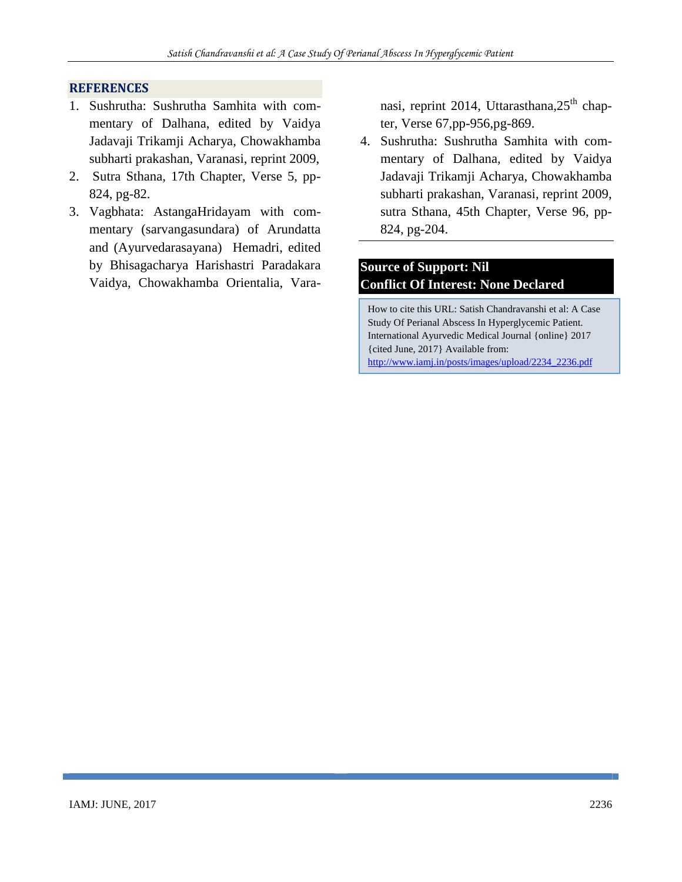## REFERENCES

1. Sushrutha: Sushrutha Samhita with commentary of Dalhana, edited by Vaidya Jadavaji Trikamji Acharya, Chowakhamba subharti prakashan, Varanasi, reprint 2009,
2. Sutra Sthana, 17th Chapter, Verse 5, pp-824, pg-82.
3. Vagbhata: AstangaHridayam with commentary (sarvangasundara) of Arundatta and (Ayurvedarasayana) Hemadri, edited by Bhisagacharya Harishastri Paradakara Vaidya, Chowakhamba Orientalia, Varanasi, reprint 2014, Uttarasthana,25th chapter, Verse 67,pp-956,pg-869.
4. Sushrutha: Sushrutha Samhita with commentary of Dalhana, edited by Vaidya Jadavaji Trikamji Acharya, Chowakhamba subharti prakashan, Varanasi, reprint 2009, sutra Sthana, 45th Chapter, Verse 96, pp-824, pg-204.

**Source of Support: Nil**
**Conflict Of Interest: None Declared**

How to cite this URL: Satish Chandravanshi et al: A Case Study Of Perianal Abscess In Hyperglycemic Patient. International Ayurvedic Medical Journal {online} 2017 {cited June, 2017} Available from: http://www.iamj.in/posts/images/upload/2234_2236.pdf